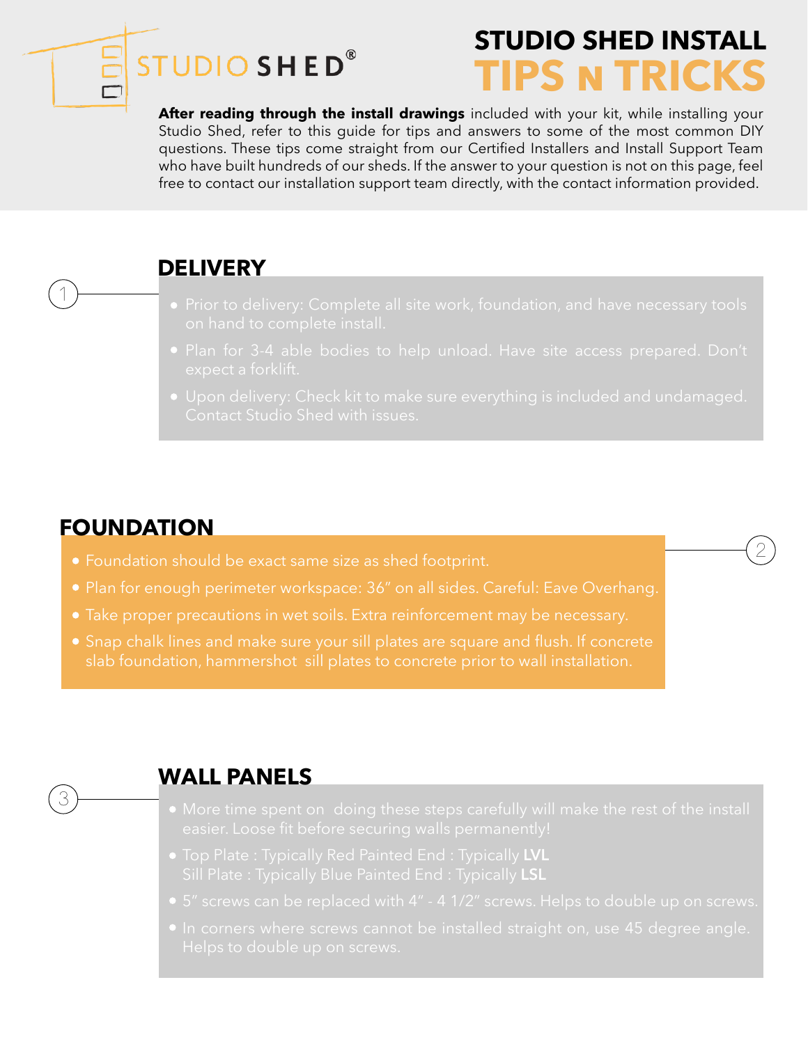# STUDIO SHED INSTALL TIPS N TRICKS

**After reading through the install drawings** included with your kit, while installing your Studio Shed, refer to this guide for tips and answers to some of the most common DIY questions. These tips come straight from our Certified Installers and Install Support Team who have built hundreds of our sheds. If the answer to your question is not on this page, feel free to contact our installation support team directly, with the contact information provided.

## 1 DELIVERY

- Prior to delivery: Complete all site work, foundation, and have necessary tools on hand to complete install.
- Plan for 3-4 able bodies to help unload. Have site access prepared. Don't expect a forklift.
- Upon delivery: Check kit to make sure everything is included and undamaged. Contact Studio Shed with issues.

## 2 FOUNDATION

- Foundation should be exact same size as shed footprint.
- Plan for enough perimeter workspace: 36" on all sides. Careful: Eave Overhang.
- Take proper precautions in wet soils. Extra reinforcement may be necessary.
- Snap chalk lines and make sure your sill plates are square and flush. If concrete slab foundation, hammershot sill plates to concrete prior to wall installation.

## 3 WALL PANELS

- More time spent on doing these steps carefully will make the rest of the install easier. Loose fit before securing walls permanently!
- Top Plate : Typically Red Painted End : Typically **LVL**
  Sill Plate : Typically Blue Painted End : Typically **LSL**
- 5" screws can be replaced with 4" - 4 1/2" screws. Helps to double up on screws.
- In corners where screws cannot be installed straight on, use 45 degree angle. Helps to double up on screws.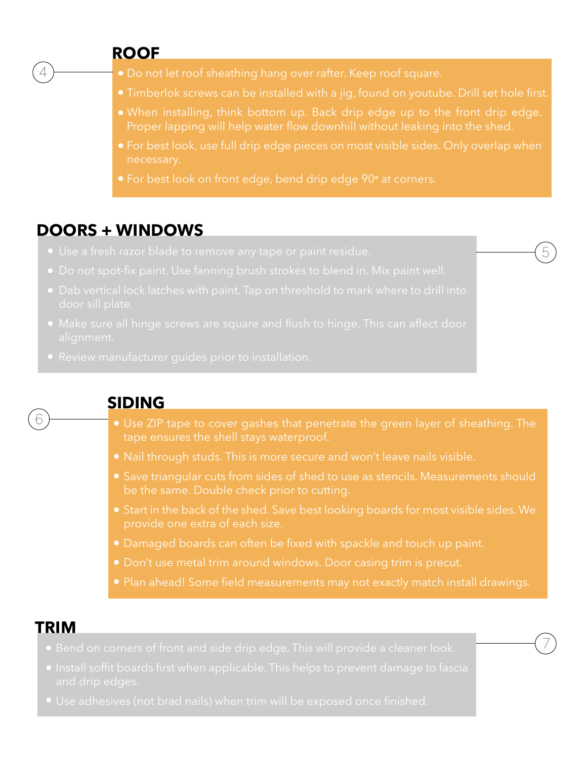## ROOF

4

- Do not let roof sheathing hang over rafter. Keep roof square.
- Timberlok screws can be installed with a jig, found on youtube. Drill set hole first.
- When installing, think bottom up. Back drip edge up to the front drip edge. Proper lapping will help water flow downhill without leaking into the shed.
- For best look, use full drip edge pieces on most visible sides. Only overlap when necessary.
- For best look on front edge, bend drip edge 90° at corners.

## DOORS + WINDOWS

5

- Use a fresh razor blade to remove any tape or paint residue.
- Do not spot-fix paint. Use fanning brush strokes to blend in. Mix paint well.
- Dab vertical lock latches with paint. Tap on threshold to mark where to drill into door sill plate.
- Make sure all hinge screws are square and flush to hinge. This can affect door alignment.
- Review manufacturer guides prior to installation.

## SIDING

6

- Use ZIP tape to cover gashes that penetrate the green layer of sheathing. The tape ensures the shell stays waterproof.
- Nail through studs. This is more secure and won't leave nails visible.
- Save triangular cuts from sides of shed to use as stencils. Measurements should be the same. Double check prior to cutting.
- Start in the back of the shed. Save best looking boards for most visible sides. We provide one extra of each size.
- Damaged boards can often be fixed with spackle and touch up paint.
- Don't use metal trim around windows. Door casing trim is precut.
- Plan ahead! Some field measurements may not exactly match install drawings.

## TRIM

7

- Bend on corners of front and side drip edge. This will provide a cleaner look.
- Install soffit boards first when applicable. This helps to prevent damage to fascia and drip edges.
- Use adhesives (not brad nails) when trim will be exposed once finished.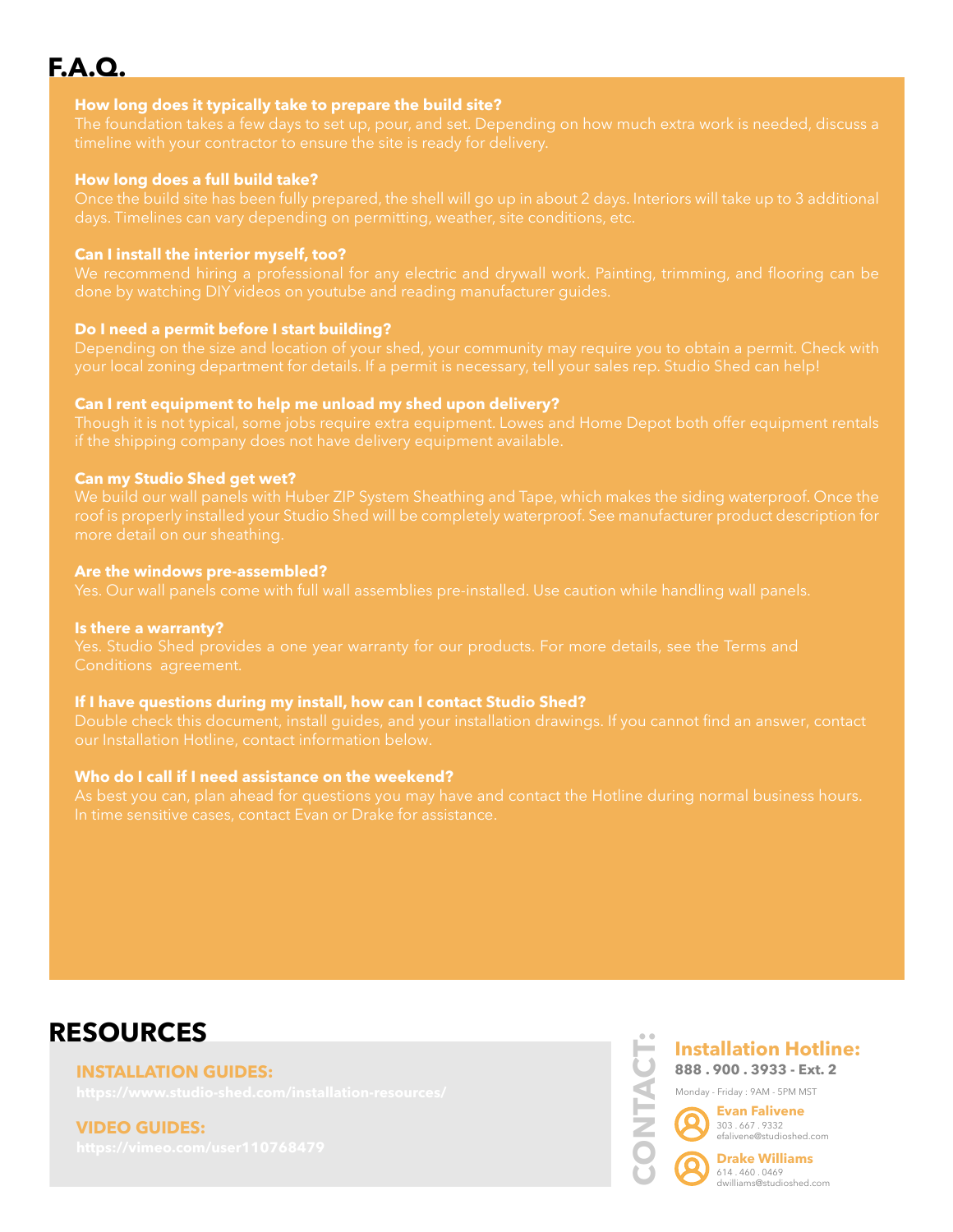# F.A.Q.

**How long does it typically take to prepare the build site?**
The foundation takes a few days to set up, pour, and set. Depending on how much extra work is needed, discuss a timeline with your contractor to ensure the site is ready for delivery.

**How long does a full build take?**
Once the build site has been fully prepared, the shell will go up in about 2 days. Interiors will take up to 3 additional days. Timelines can vary depending on permitting, weather, site conditions, etc.

**Can I install the interior myself, too?**
We recommend hiring a professional for any electric and drywall work. Painting, trimming, and flooring can be done by watching DIY videos on youtube and reading manufacturer guides.

**Do I need a permit before I start building?**
Depending on the size and location of your shed, your community may require you to obtain a permit. Check with your local zoning department for details. If a permit is necessary, tell your sales rep. Studio Shed can help!

**Can I rent equipment to help me unload my shed upon delivery?**
Though it is not typical, some jobs require extra equipment. Lowes and Home Depot both offer equipment rentals if the shipping company does not have delivery equipment available.

**Can my Studio Shed get wet?**
We build our wall panels with Huber ZIP System Sheathing and Tape, which makes the siding waterproof. Once the roof is properly installed your Studio Shed will be completely waterproof. See manufacturer product description for more detail on our sheathing.

**Are the windows pre-assembled?**
Yes. Our wall panels come with full wall assemblies pre-installed. Use caution while handling wall panels.

**Is there a warranty?**
Yes. Studio Shed provides a one year warranty for our products. For more details, see the Terms and Conditions agreement.

**If I have questions during my install, how can I contact Studio Shed?**
Double check this document, install guides, and your installation drawings. If you cannot find an answer, contact our Installation Hotline, contact information below.

**Who do I call if I need assistance on the weekend?**
As best you can, plan ahead for questions you may have and contact the Hotline during normal business hours. In time sensitive cases, contact Evan or Drake for assistance.

# RESOURCES

**INSTALLATION GUIDES:**
https://www.studio-shed.com/installation-resources/

**VIDEO GUIDES:**
https://vimeo.com/user110768479

# CONTACT:

**Installation Hotline:**
**888 . 900 . 3933 - Ext. 2**

Monday - Friday : 9AM - 5PM MST

**Evan Falivene**
303 . 667 . 9332
efalivene@studioshed.com

**Drake Williams**
614 . 460 . 0469
dwilliams@studioshed.com